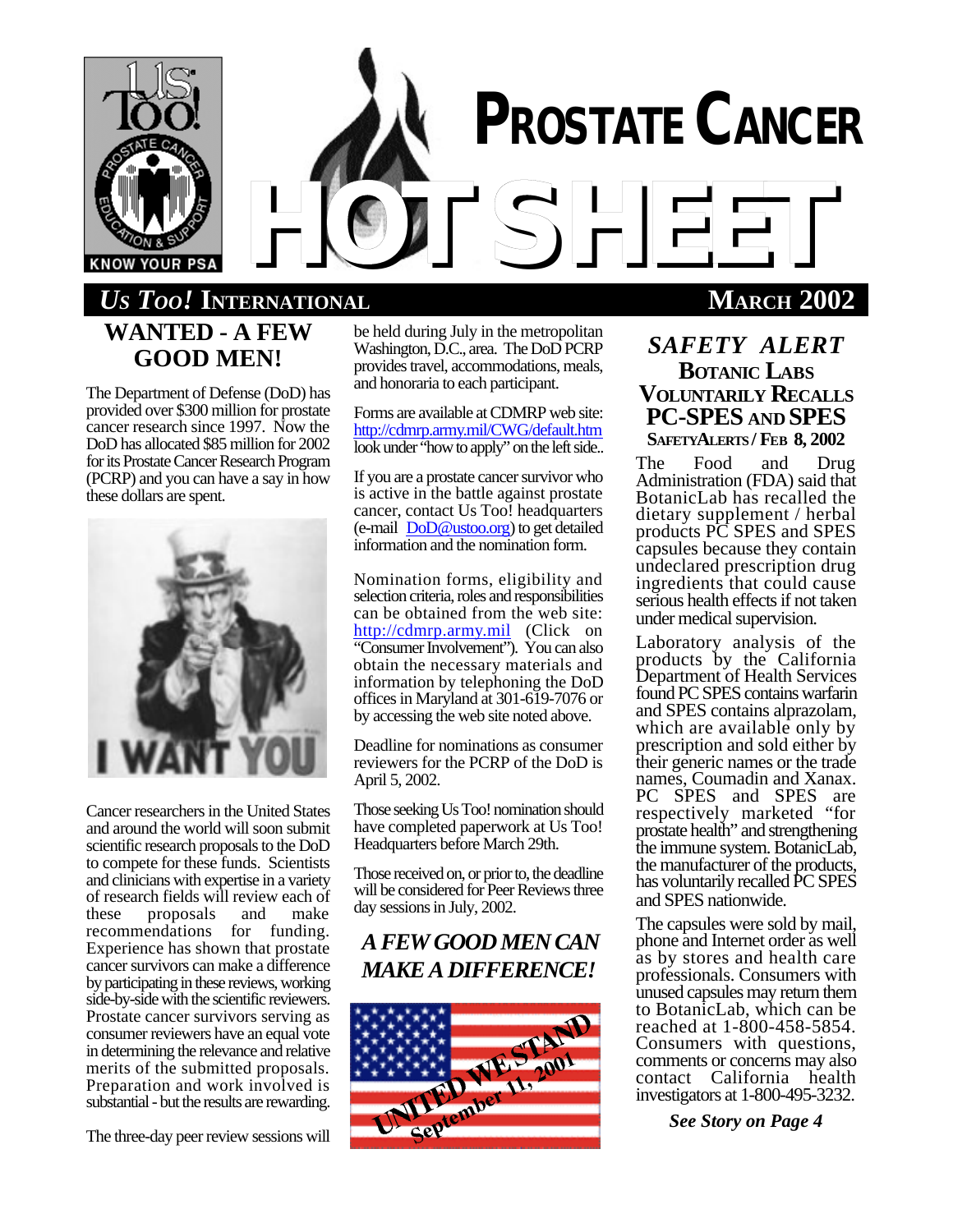# PROSTATE CANCER HOTSHEET

**Us Too! International** — **March 2002**

## WANTED - A FEW GOOD MEN!

The Department of Defense (DoD) has provided over $300 million for prostate cancer research since 1997. Now the DoD has allocated $85 million for 2002 for its Prostate Cancer Research Program (PCRP) and you can have a say in how these dollars are spent.

I WANT YOU

Cancer researchers in the United States and around the world will soon submit scientific research proposals to the DoD to compete for these funds. Scientists and clinicians with expertise in a variety of research fields will review each of these proposals and make recommendations for funding. Experience has shown that prostate cancer survivors can make a difference by participating in these reviews, working side-by-side with the scientific reviewers. Prostate cancer survivors serving as consumer reviewers have an equal vote in determining the relevance and relative merits of the submitted proposals. Preparation and work involved is substantial - but the results are rewarding.

The three-day peer review sessions will be held during July in the metropolitan Washington, D.C., area. The DoD PCRP provides travel, accommodations, meals, and honoraria to each participant.

Forms are available at CDMRP web site: http://cdmrp.army.mil/CWG/default.htm look under "how to apply" on the left side..

If you are a prostate cancer survivor who is active in the battle against prostate cancer, contact Us Too! headquarters (e-mail DoD@ustoo.org) to get detailed information and the nomination form.

Nomination forms, eligibility and selection criteria, roles and responsibilities can be obtained from the web site: http://cdmrp.army.mil (Click on "Consumer Involvement"). You can also obtain the necessary materials and information by telephoning the DoD offices in Maryland at 301-619-7076 or by accessing the web site noted above.

Deadline for nominations as consumer reviewers for the PCRP of the DoD is April 5, 2002.

Those seeking Us Too! nomination should have completed paperwork at Us Too! Headquarters before March 29th.

Those received on, or prior to, the deadline will be considered for Peer Reviews three day sessions in July, 2002.

### *A FEW GOOD MEN CAN MAKE A DIFFERENCE!*

UNITED WE STAND
September 11, 2001

## *SAFETY ALERT*
### Botanic Labs Voluntarily Recalls PC-SPES and SPES
**SafetyAlerts / Feb 8, 2002**

The Food and Drug Administration (FDA) said that BotanicLab has recalled the dietary supplement / herbal products PC SPES and SPES capsules because they contain undeclared prescription drug ingredients that could cause serious health effects if not taken under medical supervision.

Laboratory analysis of the products by the California Department of Health Services found PC SPES contains warfarin and SPES contains alprazolam, which are available only by prescription and sold either by their generic names or the trade names, Coumadin and Xanax. PC SPES and SPES are respectively marketed "for prostate health" and strengthening the immune system. BotanicLab, the manufacturer of the products, has voluntarily recalled PC SPES and SPES nationwide.

The capsules were sold by mail, phone and Internet order as well as by stores and health care professionals. Consumers with unused capsules may return them to BotanicLab, which can be reached at 1-800-458-5854. Consumers with questions, comments or concerns may also contact California health investigators at 1-800-495-3232.

***See Story on Page 4***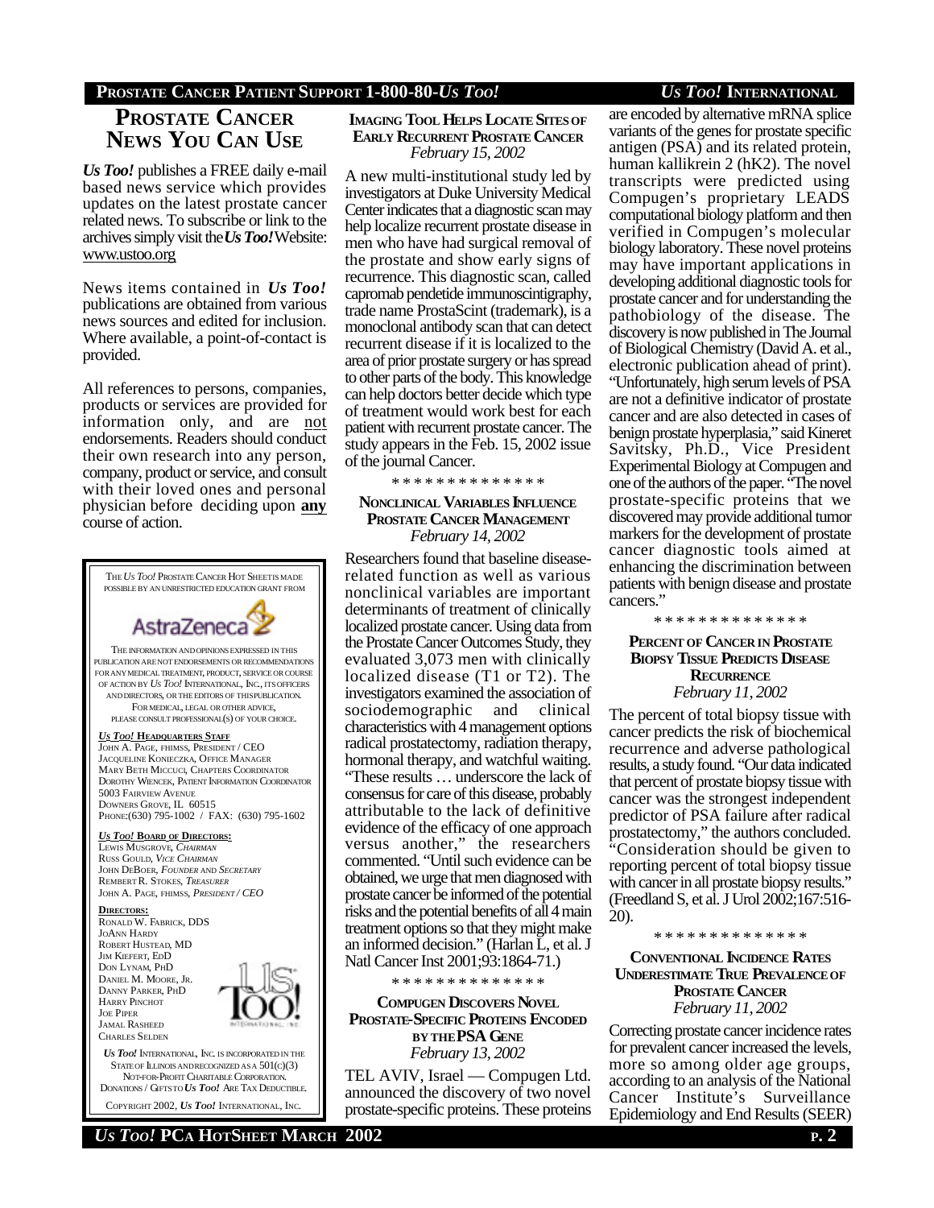## PROSTATE CANCER NEWS YOU CAN USE

***Us Too!*** publishes a FREE daily e-mail based news service which provides updates on the latest prostate cancer related news. To subscribe or link to the archives simply visit the ***Us Too!*** Website: www.ustoo.org

News items contained in ***Us Too!*** publications are obtained from various news sources and edited for inclusion. Where available, a point-of-contact is provided.

All references to persons, companies, products or services are provided for information only, and are not endorsements. Readers should conduct their own research into any person, company, product or service, and consult with their loved ones and personal physician before deciding upon **any** course of action.

THE *US TOO!* PROSTATE CANCER HOT SHEETS IS MADE POSSIBLE BY AN UNRESTRICTED EDUCATION GRANT FROM

AstraZeneca

THE INFORMATION AND OPINIONS EXPRESSED IN THIS PUBLICATION ARE NOT ENDORSEMENTS OR RECOMMENDATIONS FOR ANY MEDICAL TREATMENT, PRODUCT, SERVICE OR COURSE OF ACTION BY *US TOO!* INTERNATIONAL, INC., ITS OFFICERS AND DIRECTORS, OR THE EDITORS OF THIS PUBLICATION. FOR MEDICAL, LEGAL OR OTHER ADVICE, PLEASE CONSULT PROFESSIONAL(S) OF YOUR CHOICE.

***US TOO!* HEADQUARTERS STAFF**
JOHN A. PAGE, FHIMSS, PRESIDENT / CEO
JACQUELINE KONIECZKA, OFFICE MANAGER
MARY BETH MICCUCI, CHAPTERS COORDINATOR
DOROTHY WIENCEK, PATIENT INFORMATION COORDINATOR
5003 FAIRVIEW AVENUE
DOWNERS GROVE, IL 60515
PHONE:(630) 795-1002 / FAX: (630) 795-1602

***US TOO!* BOARD OF DIRECTORS:**
LEWIS MUSGROVE, *CHAIRMAN*
RUSS GOULD, *VICE CHAIRMAN*
JOHN DEBOER, *FOUNDER AND SECRETARY*
REMBERT R. STOKES, *TREASURER*
JOHN A. PAGE, FHIMSS, *PRESIDENT / CEO*

**DIRECTORS:**
RONALD W. FABRICK, DDS
JOANN HARDY
ROBERT HUSTEAD, MD
JIM KIEFERT, EDD
DON LYNAM, PHD
DANIEL M. MOORE, JR.
DANNY PARKER, PHD
HARRY PINCHOT
JOE PIPER
JAMAL RASHEED
CHARLES SELDEN

***US TOO!*** INTERNATIONAL, INC. IS INCORPORATED IN THE STATE OF ILLINOIS AND RECOGNIZED AS A 501(C)(3) NOT-FOR-PROFIT CHARITABLE CORPORATION. DONATIONS / GIFTS TO ***US TOO!*** ARE TAX DEDUCTIBLE.

COPYRIGHT 2002, ***US TOO!*** INTERNATIONAL, INC.

### IMAGING TOOL HELPS LOCATE SITES OF EARLY RECURRENT PROSTATE CANCER
*February 15, 2002*

A new multi-institutional study led by investigators at Duke University Medical Center indicates that a diagnostic scan may help localize recurrent prostate disease in men who have had surgical removal of the prostate and show early signs of recurrence. This diagnostic scan, called capromab pendetide immunoscintigraphy, trade name ProstaScint (trademark), is a monoclonal antibody scan that can detect recurrent disease if it is localized to the area of prior prostate surgery or has spread to other parts of the body. This knowledge can help doctors better decide which type of treatment would work best for each patient with recurrent prostate cancer. The study appears in the Feb. 15, 2002 issue of the journal Cancer.

\* \* \* \* \* \* \* \* \* \* \* \* \* \*

### NONCLINICAL VARIABLES INFLUENCE PROSTATE CANCER MANAGEMENT
*February 14, 2002*

Researchers found that baseline disease-related function as well as various nonclinical variables are important determinants of treatment of clinically localized prostate cancer. Using data from the Prostate Cancer Outcomes Study, they evaluated 3,073 men with clinically localized disease (T1 or T2). The investigators examined the association of sociodemographic and clinical characteristics with 4 management options radical prostatectomy, radiation therapy, hormonal therapy, and watchful waiting. "These results … underscore the lack of consensus for care of this disease, probably attributable to the lack of definitive evidence of the efficacy of one approach versus another," the researchers commented. "Until such evidence can be obtained, we urge that men diagnosed with prostate cancer be informed of the potential risks and the potential benefits of all 4 main treatment options so that they might make an informed decision." (Harlan L, et al. J Natl Cancer Inst 2001;93:1864-71.)

\* \* \* \* \* \* \* \* \* \* \* \* \* \*

### COMPUGEN DISCOVERS NOVEL PROSTATE-SPECIFIC PROTEINS ENCODED BY THE PSA GENE
*February 13, 2002*

TEL AVIV, Israel — Compugen Ltd. announced the discovery of two novel prostate-specific proteins. These proteins are encoded by alternative mRNA splice variants of the genes for prostate specific antigen (PSA) and its related protein, human kallikrein 2 (hK2). The novel transcripts were predicted using Compugen's proprietary LEADS computational biology platform and then verified in Compugen's molecular biology laboratory. These novel proteins may have important applications in developing additional diagnostic tools for prostate cancer and for understanding the pathobiology of the disease. The discovery is now published in The Journal of Biological Chemistry (David A. et al., electronic publication ahead of print). "Unfortunately, high serum levels of PSA are not a definitive indicator of prostate cancer and are also detected in cases of benign prostate hyperplasia," said Kineret Savitsky, Ph.D., Vice President Experimental Biology at Compugen and one of the authors of the paper. "The novel prostate-specific proteins that we discovered may provide additional tumor markers for the development of prostate cancer diagnostic tools aimed at enhancing the discrimination between patients with benign disease and prostate cancers."

\* \* \* \* \* \* \* \* \* \* \* \* \* \*

### PERCENT OF CANCER IN PROSTATE BIOPSY TISSUE PREDICTS DISEASE RECURRENCE
*February 11, 2002*

The percent of total biopsy tissue with cancer predicts the risk of biochemical recurrence and adverse pathological results, a study found. "Our data indicated that percent of prostate biopsy tissue with cancer was the strongest independent predictor of PSA failure after radical prostatectomy," the authors concluded. "Consideration should be given to reporting percent of total biopsy tissue with cancer in all prostate biopsy results." (Freedland S, et al. J Urol 2002;167:516-20).

\* \* \* \* \* \* \* \* \* \* \* \* \* \*

### CONVENTIONAL INCIDENCE RATES UNDERESTIMATE TRUE PREVALENCE OF PROSTATE CANCER
*February 11, 2002*

Correcting prostate cancer incidence rates for prevalent cancer increased the levels, more so among older age groups, according to an analysis of the National Cancer Institute's Surveillance Epidemiology and End Results (SEER)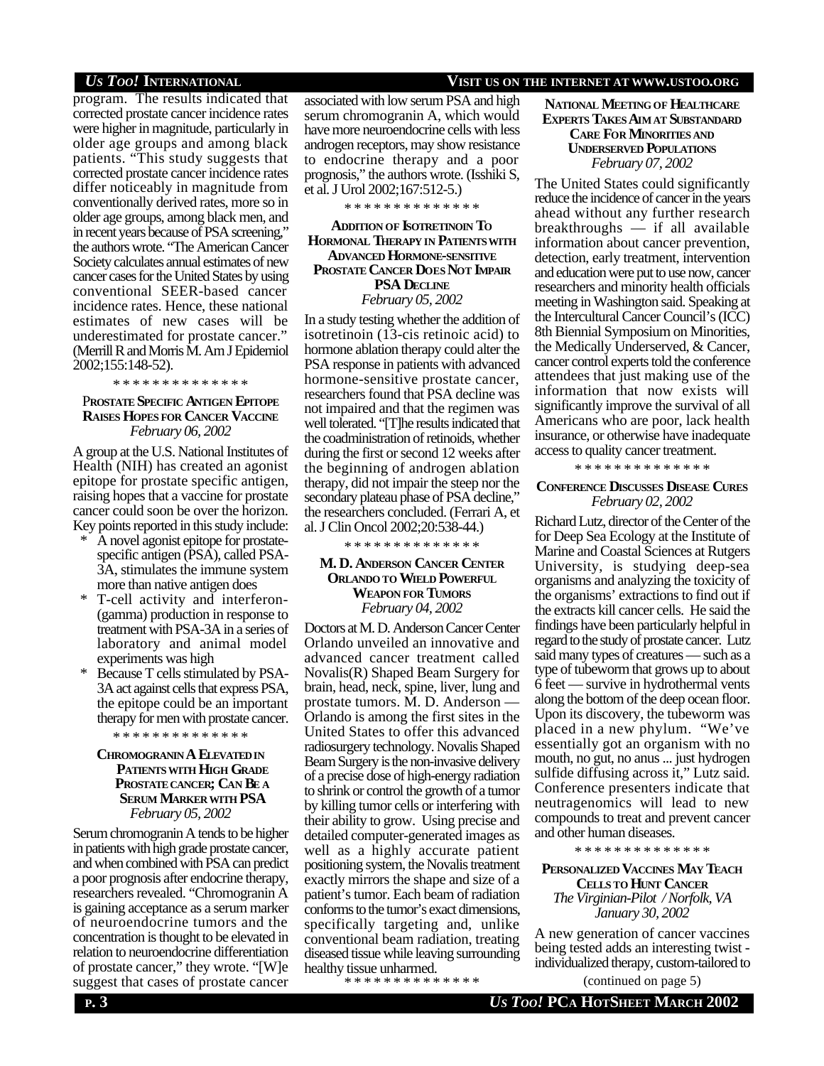program. The results indicated that corrected prostate cancer incidence rates were higher in magnitude, particularly in older age groups and among black patients. "This study suggests that corrected prostate cancer incidence rates differ noticeably in magnitude from conventionally derived rates, more so in older age groups, among black men, and in recent years because of PSA screening," the authors wrote. "The American Cancer Society calculates annual estimates of new cancer cases for the United States by using conventional SEER-based cancer incidence rates. Hence, these national estimates of new cases will be underestimated for prostate cancer." (Merrill R and Morris M. Am J Epidemiol 2002;155:148-52).

\* \* \* \* \* \* \* \* \* \* \* \* \* \*

### PROSTATE SPECIFIC ANTIGEN EPITOPE RAISES HOPES FOR CANCER VACCINE

*February 06, 2002*

A group at the U.S. National Institutes of Health (NIH) has created an agonist epitope for prostate specific antigen, raising hopes that a vaccine for prostate cancer could soon be over the horizon. Key points reported in this study include:

- A novel agonist epitope for prostate-specific antigen (PSA), called PSA-3A, stimulates the immune system more than native antigen does
- T-cell activity and interferon-(gamma) production in response to treatment with PSA-3A in a series of laboratory and animal model experiments was high
- Because T cells stimulated by PSA-3A act against cells that express PSA, the epitope could be an important therapy for men with prostate cancer.

\* \* \* \* \* \* \* \* \* \* \* \* \* \*

### CHROMOGRANIN A ELEVATED IN PATIENTS WITH HIGH GRADE PROSTATE CANCER; CAN BE A SERUM MARKER WITH PSA

*February 05, 2002*

Serum chromogranin A tends to be higher in patients with high grade prostate cancer, and when combined with PSA can predict a poor prognosis after endocrine therapy, researchers revealed. "Chromogranin A is gaining acceptance as a serum marker of neuroendocrine tumors and the concentration is thought to be elevated in relation to neuroendocrine differentiation of prostate cancer," they wrote. "[W]e suggest that cases of prostate cancer associated with low serum PSA and high serum chromogranin A, which would have more neuroendocrine cells with less androgen receptors, may show resistance to endocrine therapy and a poor prognosis," the authors wrote. (Isshiki S, et al. J Urol 2002;167:512-5.)

\* \* \* \* \* \* \* \* \* \* \* \* \* \*

### ADDITION OF ISOTRETINOIN TO HORMONAL THERAPY IN PATIENTS WITH ADVANCED HORMONE-SENSITIVE PROSTATE CANCER DOES NOT IMPAIR PSA DECLINE

*February 05, 2002*

In a study testing whether the addition of isotretinoin (13-cis retinoic acid) to hormone ablation therapy could alter the PSA response in patients with advanced hormone-sensitive prostate cancer, researchers found that PSA decline was not impaired and that the regimen was well tolerated. "[T]he results indicated that the coadministration of retinoids, whether during the first or second 12 weeks after the beginning of androgen ablation therapy, did not impair the steep nor the secondary plateau phase of PSA decline," the researchers concluded. (Ferrari A, et al. J Clin Oncol 2002;20:538-44.)

\* \* \* \* \* \* \* \* \* \* \* \* \* \*

### M. D. ANDERSON CANCER CENTER ORLANDO TO WIELD POWERFUL WEAPON FOR TUMORS

*February 04, 2002*

Doctors at M. D. Anderson Cancer Center Orlando unveiled an innovative and advanced cancer treatment called Novalis(R) Shaped Beam Surgery for brain, head, neck, spine, liver, lung and prostate tumors. M. D. Anderson — Orlando is among the first sites in the United States to offer this advanced radiosurgery technology. Novalis Shaped Beam Surgery is the non-invasive delivery of a precise dose of high-energy radiation to shrink or control the growth of a tumor by killing tumor cells or interfering with their ability to grow. Using precise and detailed computer-generated images as well as a highly accurate patient positioning system, the Novalis treatment exactly mirrors the shape and size of a patient's tumor. Each beam of radiation conforms to the tumor's exact dimensions, specifically targeting and, unlike conventional beam radiation, treating diseased tissue while leaving surrounding healthy tissue unharmed.

\* \* \* \* \* \* \* \* \* \* \* \* \* \*

### NATIONAL MEETING OF HEALTHCARE EXPERTS TAKES AIM AT SUBSTANDARD CARE FOR MINORITIES AND UNDERSERVED POPULATIONS

*February 07, 2002*

The United States could significantly reduce the incidence of cancer in the years ahead without any further research breakthroughs — if all available information about cancer prevention, detection, early treatment, intervention and education were put to use now, cancer researchers and minority health officials meeting in Washington said. Speaking at the Intercultural Cancer Council's (ICC) 8th Biennial Symposium on Minorities, the Medically Underserved, & Cancer, cancer control experts told the conference attendees that just making use of the information that now exists will significantly improve the survival of all Americans who are poor, lack health insurance, or otherwise have inadequate access to quality cancer treatment.

\* \* \* \* \* \* \* \* \* \* \* \* \* \*

### CONFERENCE DISCUSSES DISEASE CURES

*February 02, 2002*

Richard Lutz, director of the Center of the for Deep Sea Ecology at the Institute of Marine and Coastal Sciences at Rutgers University, is studying deep-sea organisms and analyzing the toxicity of the organisms' extractions to find out if the extracts kill cancer cells. He said the findings have been particularly helpful in regard to the study of prostate cancer. Lutz said many types of creatures — such as a type of tubeworm that grows up to about 6 feet — survive in hydrothermal vents along the bottom of the deep ocean floor. Upon its discovery, the tubeworm was placed in a new phylum. "We've essentially got an organism with no mouth, no gut, no anus ... just hydrogen sulfide diffusing across it," Lutz said. Conference presenters indicate that neutragenomics will lead to new compounds to treat and prevent cancer and other human diseases.

\* \* \* \* \* \* \* \* \* \* \* \* \* \*

### PERSONALIZED VACCINES MAY TEACH CELLS TO HUNT CANCER

*The Virginian-Pilot / Norfolk, VA*
*January 30, 2002*

A new generation of cancer vaccines being tested adds an interesting twist - individualized therapy, custom-tailored to

(continued on page 5)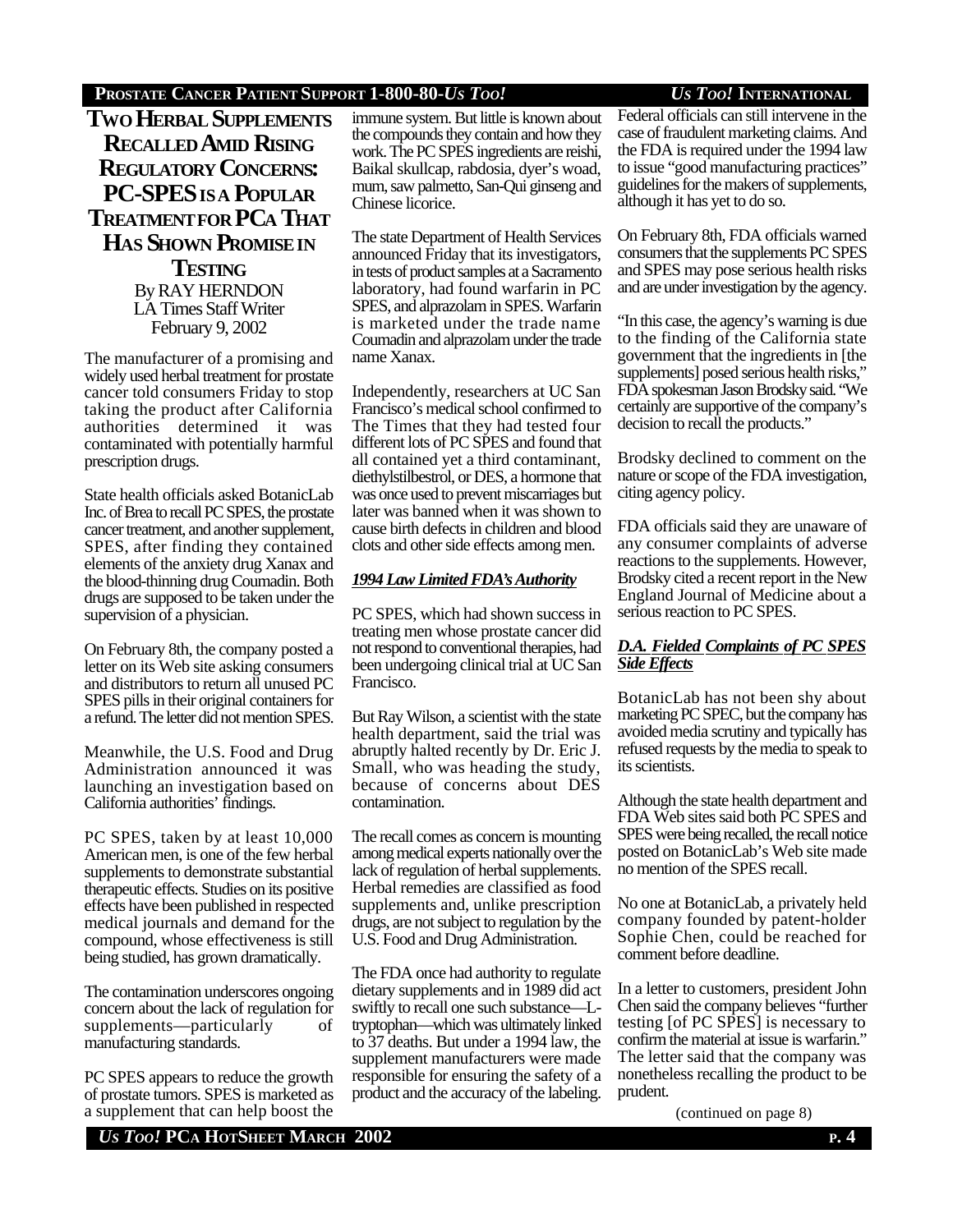# Two Herbal Supplements Recalled Amid Rising Regulatory Concerns: PC-SPES is a Popular Treatment for PCa That Has Shown Promise in Testing

By RAY HERNDON
LA Times Staff Writer
February 9, 2002

The manufacturer of a promising and widely used herbal treatment for prostate cancer told consumers Friday to stop taking the product after California authorities determined it was contaminated with potentially harmful prescription drugs.

State health officials asked BotanicLab Inc. of Brea to recall PC SPES, the prostate cancer treatment, and another supplement, SPES, after finding they contained elements of the anxiety drug Xanax and the blood-thinning drug Coumadin. Both drugs are supposed to be taken under the supervision of a physician.

On February 8th, the company posted a letter on its Web site asking consumers and distributors to return all unused PC SPES pills in their original containers for a refund. The letter did not mention SPES.

Meanwhile, the U.S. Food and Drug Administration announced it was launching an investigation based on California authorities' findings.

PC SPES, taken by at least 10,000 American men, is one of the few herbal supplements to demonstrate substantial therapeutic effects. Studies on its positive effects have been published in respected medical journals and demand for the compound, whose effectiveness is still being studied, has grown dramatically.

The contamination underscores ongoing concern about the lack of regulation for supplements—particularly of manufacturing standards.

PC SPES appears to reduce the growth of prostate tumors. SPES is marketed as a supplement that can help boost the immune system. But little is known about the compounds they contain and how they work. The PC SPES ingredients are reishi, Baikal skullcap, rabdosia, dyer's woad, mum, saw palmetto, San-Qui ginseng and Chinese licorice.

The state Department of Health Services announced Friday that its investigators, in tests of product samples at a Sacramento laboratory, had found warfarin in PC SPES, and alprazolam in SPES. Warfarin is marketed under the trade name Coumadin and alprazolam under the trade name Xanax.

Independently, researchers at UC San Francisco's medical school confirmed to The Times that they had tested four different lots of PC SPES and found that all contained yet a third contaminant, diethylstilbestrol, or DES, a hormone that was once used to prevent miscarriages but later was banned when it was shown to cause birth defects in children and blood clots and other side effects among men.

## *1994 Law Limited FDA's Authority*

PC SPES, which had shown success in treating men whose prostate cancer did not respond to conventional therapies, had been undergoing clinical trial at UC San Francisco.

But Ray Wilson, a scientist with the state health department, said the trial was abruptly halted recently by Dr. Eric J. Small, who was heading the study, because of concerns about DES contamination.

The recall comes as concern is mounting among medical experts nationally over the lack of regulation of herbal supplements. Herbal remedies are classified as food supplements and, unlike prescription drugs, are not subject to regulation by the U.S. Food and Drug Administration.

The FDA once had authority to regulate dietary supplements and in 1989 did act swiftly to recall one such substance—L-tryptophan—which was ultimately linked to 37 deaths. But under a 1994 law, the supplement manufacturers were made responsible for ensuring the safety of a product and the accuracy of the labeling. Federal officials can still intervene in the case of fraudulent marketing claims. And the FDA is required under the 1994 law to issue "good manufacturing practices" guidelines for the makers of supplements, although it has yet to do so.

On February 8th, FDA officials warned consumers that the supplements PC SPES and SPES may pose serious health risks and are under investigation by the agency.

"In this case, the agency's warning is due to the finding of the California state government that the ingredients in [the supplements] posed serious health risks," FDA spokesman Jason Brodsky said. "We certainly are supportive of the company's decision to recall the products."

Brodsky declined to comment on the nature or scope of the FDA investigation, citing agency policy.

FDA officials said they are unaware of any consumer complaints of adverse reactions to the supplements. However, Brodsky cited a recent report in the New England Journal of Medicine about a serious reaction to PC SPES.

## *D.A. Fielded Complaints of PC SPES Side Effects*

BotanicLab has not been shy about marketing PC SPEC, but the company has avoided media scrutiny and typically has refused requests by the media to speak to its scientists.

Although the state health department and FDA Web sites said both PC SPES and SPES were being recalled, the recall notice posted on BotanicLab's Web site made no mention of the SPES recall.

No one at BotanicLab, a privately held company founded by patent-holder Sophie Chen, could be reached for comment before deadline.

In a letter to customers, president John Chen said the company believes "further testing [of PC SPES] is necessary to confirm the material at issue is warfarin." The letter said that the company was nonetheless recalling the product to be prudent.

(continued on page 8)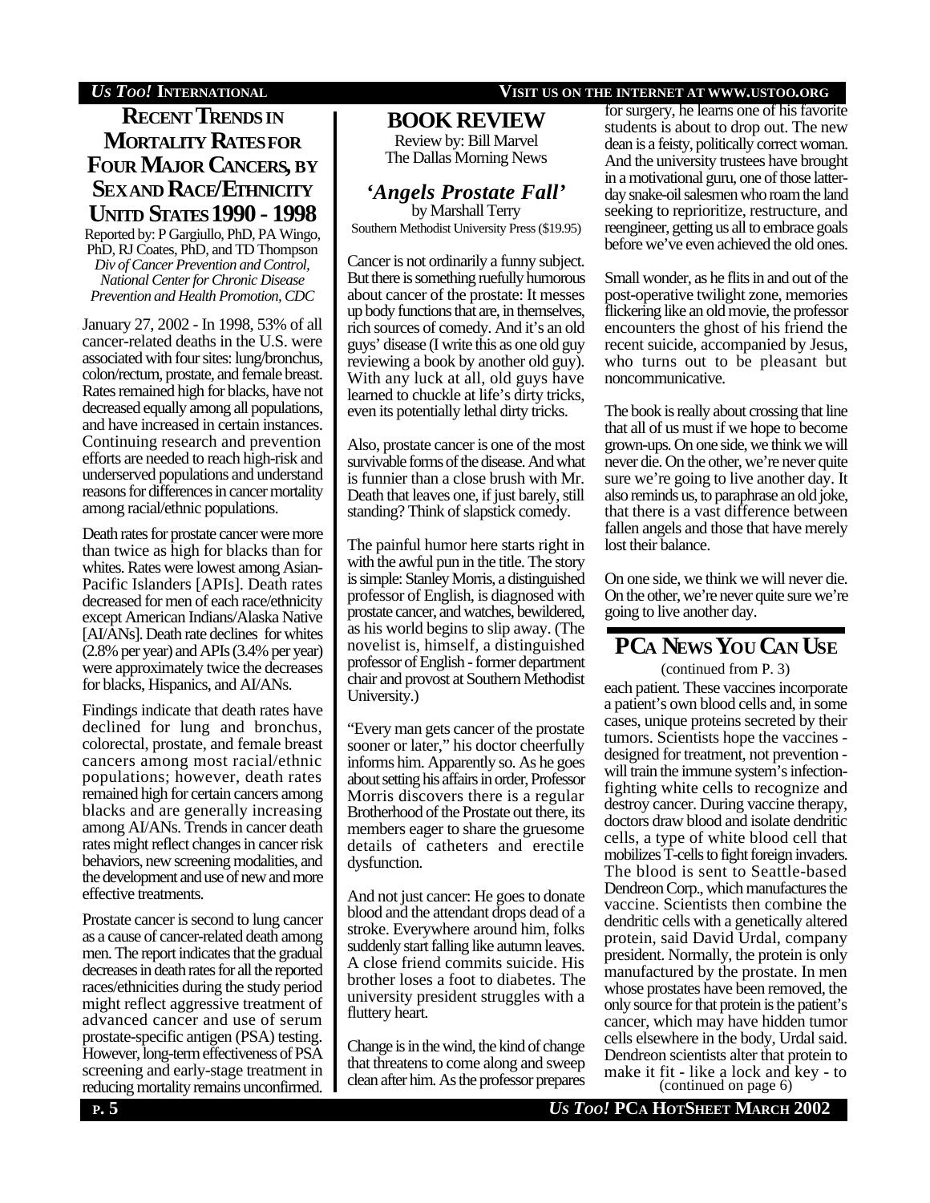## RECENT TRENDS IN MORTALITY RATES FOR FOUR MAJOR CANCERS, BY SEX AND RACE/ETHNICITY UNITD STATES 1990 - 1998

Reported by: P Gargiullo, PhD, PA Wingo, PhD, RJ Coates, PhD, and TD Thompson
*Div of Cancer Prevention and Control, National Center for Chronic Disease Prevention and Health Promotion, CDC*

January 27, 2002 - In 1998, 53% of all cancer-related deaths in the U.S. were associated with four sites: lung/bronchus, colon/rectum, prostate, and female breast. Rates remained high for blacks, have not decreased equally among all populations, and have increased in certain instances. Continuing research and prevention efforts are needed to reach high-risk and underserved populations and understand reasons for differences in cancer mortality among racial/ethnic populations.

Death rates for prostate cancer were more than twice as high for blacks than for whites. Rates were lowest among Asian-Pacific Islanders [APIs]. Death rates decreased for men of each race/ethnicity except American Indians/Alaska Native [AI/ANs]. Death rate declines for whites (2.8% per year) and APIs (3.4% per year) were approximately twice the decreases for blacks, Hispanics, and AI/ANs.

Findings indicate that death rates have declined for lung and bronchus, colorectal, prostate, and female breast cancers among most racial/ethnic populations; however, death rates remained high for certain cancers among blacks and are generally increasing among AI/ANs. Trends in cancer death rates might reflect changes in cancer risk behaviors, new screening modalities, and the development and use of new and more effective treatments.

Prostate cancer is second to lung cancer as a cause of cancer-related death among men. The report indicates that the gradual decreases in death rates for all the reported races/ethnicities during the study period might reflect aggressive treatment of advanced cancer and use of serum prostate-specific antigen (PSA) testing. However, long-term effectiveness of PSA screening and early-stage treatment in reducing mortality remains unconfirmed.

## BOOK REVIEW

Review by: Bill Marvel
The Dallas Morning News

### *'Angels Prostate Fall'*

by Marshall Terry
Southern Methodist University Press ($19.95)

Cancer is not ordinarily a funny subject. But there is something ruefully humorous about cancer of the prostate: It messes up body functions that are, in themselves, rich sources of comedy. And it's an old guys' disease (I write this as one old guy reviewing a book by another old guy). With any luck at all, old guys have learned to chuckle at life's dirty tricks, even its potentially lethal dirty tricks.

Also, prostate cancer is one of the most survivable forms of the disease. And what is funnier than a close brush with Mr. Death that leaves one, if just barely, still standing? Think of slapstick comedy.

The painful humor here starts right in with the awful pun in the title. The story is simple: Stanley Morris, a distinguished professor of English, is diagnosed with prostate cancer, and watches, bewildered, as his world begins to slip away. (The novelist is, himself, a distinguished professor of English - former department chair and provost at Southern Methodist University.)

"Every man gets cancer of the prostate sooner or later," his doctor cheerfully informs him. Apparently so. As he goes about setting his affairs in order, Professor Morris discovers there is a regular Brotherhood of the Prostate out there, its members eager to share the gruesome details of catheters and erectile dysfunction.

And not just cancer: He goes to donate blood and the attendant drops dead of a stroke. Everywhere around him, folks suddenly start falling like autumn leaves. A close friend commits suicide. His brother loses a foot to diabetes. The university president struggles with a fluttery heart.

Change is in the wind, the kind of change that threatens to come along and sweep clean after him. As the professor prepares for surgery, he learns one of his favorite students is about to drop out. The new dean is a feisty, politically correct woman. And the university trustees have brought in a motivational guru, one of those latter-day snake-oil salesmen who roam the land seeking to reprioritize, restructure, and reengineer, getting us all to embrace goals before we've even achieved the old ones.

Small wonder, as he flits in and out of the post-operative twilight zone, memories flickering like an old movie, the professor encounters the ghost of his friend the recent suicide, accompanied by Jesus, who turns out to be pleasant but noncommunicative.

The book is really about crossing that line that all of us must if we hope to become grown-ups. On one side, we think we will never die. On the other, we're never quite sure we're going to live another day. It also reminds us, to paraphrase an old joke, that there is a vast difference between fallen angels and those that have merely lost their balance.

On one side, we think we will never die. On the other, we're never quite sure we're going to live another day.

## PCA NEWS YOU CAN USE

(continued from P. 3)

each patient. These vaccines incorporate a patient's own blood cells and, in some cases, unique proteins secreted by their tumors. Scientists hope the vaccines - designed for treatment, not prevention - will train the immune system's infection-fighting white cells to recognize and destroy cancer. During vaccine therapy, doctors draw blood and isolate dendritic cells, a type of white blood cell that mobilizes T-cells to fight foreign invaders. The blood is sent to Seattle-based Dendreon Corp., which manufactures the vaccine. Scientists then combine the dendritic cells with a genetically altered protein, said David Urdal, company president. Normally, the protein is only manufactured by the prostate. In men whose prostates have been removed, the only source for that protein is the patient's cancer, which may have hidden tumor cells elsewhere in the body, Urdal said. Dendreon scientists alter that protein to make it fit - like a lock and key - to

(continued on page 6)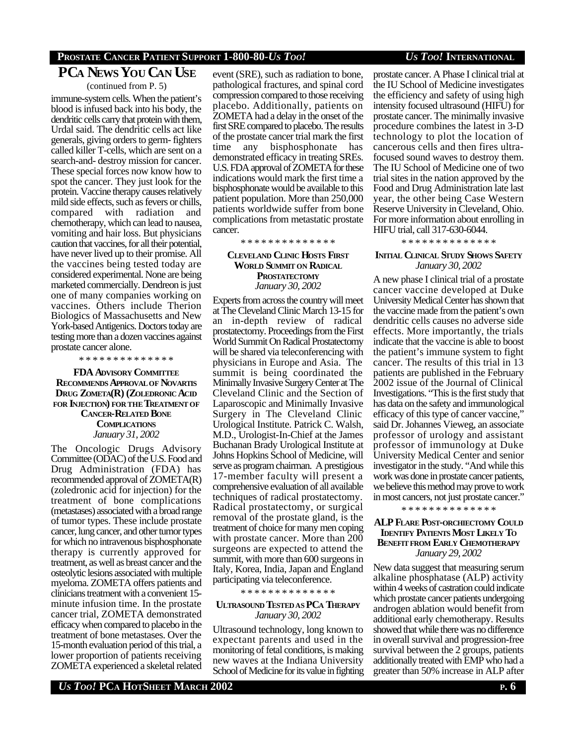## PCA NEWS YOU CAN USE

(continued from P. 5)

immune-system cells. When the patient's blood is infused back into his body, the dendritic cells carry that protein with them, Urdal said. The dendritic cells act like generals, giving orders to germ- fighters called killer T-cells, which are sent on a search-and- destroy mission for cancer. These special forces now know how to spot the cancer. They just look for the protein. Vaccine therapy causes relatively mild side effects, such as fevers or chills, compared with radiation and chemotherapy, which can lead to nausea, vomiting and hair loss. But physicians caution that vaccines, for all their potential, have never lived up to their promise. All the vaccines being tested today are considered experimental. None are being marketed commercially. Dendreon is just one of many companies working on vaccines. Others include Therion Biologics of Massachusetts and New York-based Antigenics. Doctors today are testing more than a dozen vaccines against prostate cancer alone.

\* \* \* \* \* \* \* \* \* \* \* \* \* \*

### FDA ADVISORY COMMITTEE RECOMMENDS APPROVAL OF NOVARTIS DRUG ZOMETA(R) (ZOLEDRONIC ACID FOR INJECTION) FOR THE TREATMENT OF CANCER-RELATED BONE COMPLICATIONS

*January 31, 2002*

The Oncologic Drugs Advisory Committee (ODAC) of the U.S. Food and Drug Administration (FDA) has recommended approval of ZOMETA(R) (zoledronic acid for injection) for the treatment of bone complications (metastases) associated with a broad range of tumor types. These include prostate cancer, lung cancer, and other tumor types for which no intravenous bisphosphonate therapy is currently approved for treatment, as well as breast cancer and the osteolytic lesions associated with multiple myeloma. ZOMETA offers patients and clinicians treatment with a convenient 15-minute infusion time. In the prostate cancer trial, ZOMETA demonstrated efficacy when compared to placebo in the treatment of bone metastases. Over the 15-month evaluation period of this trial, a lower proportion of patients receiving ZOMETA experienced a skeletal related event (SRE), such as radiation to bone, pathological fractures, and spinal cord compression compared to those receiving placebo. Additionally, patients on ZOMETA had a delay in the onset of the first SRE compared to placebo. The results of the prostate cancer trial mark the first time any bisphosphonate has demonstrated efficacy in treating SREs. U.S. FDA approval of ZOMETA for these indications would mark the first time a bisphosphonate would be available to this patient population. More than 250,000 patients worldwide suffer from bone complications from metastatic prostate cancer.

\* \* \* \* \* \* \* \* \* \* \* \* \* \*

### CLEVELAND CLINIC HOSTS FIRST WORLD SUMMIT ON RADICAL PROSTATECTOMY

*January 30, 2002*

Experts from across the country will meet at The Cleveland Clinic March 13-15 for an in-depth review of radical prostatectomy. Proceedings from the First World Summit On Radical Prostatectomy will be shared via teleconferencing with physicians in Europe and Asia. The summit is being coordinated the Minimally Invasive Surgery Center at The Cleveland Clinic and the Section of Laparoscopic and Minimally Invasive Surgery in The Cleveland Clinic Urological Institute. Patrick C. Walsh, M.D., Urologist-In-Chief at the James Buchanan Brady Urological Institute at Johns Hopkins School of Medicine, will serve as program chairman. A prestigious 17-member faculty will present a comprehensive evaluation of all available techniques of radical prostatectomy. Radical prostatectomy, or surgical removal of the prostate gland, is the treatment of choice for many men coping with prostate cancer. More than 200 surgeons are expected to attend the summit, with more than 600 surgeons in Italy, Korea, India, Japan and England participating via teleconference.

\* \* \* \* \* \* \* \* \* \* \* \* \* \*

### ULTRASOUND TESTED AS PCA THERAPY

*January 30, 2002*

Ultrasound technology, long known to expectant parents and used in the monitoring of fetal conditions, is making new waves at the Indiana University School of Medicine for its value in fighting prostate cancer. A Phase I clinical trial at the IU School of Medicine investigates the efficiency and safety of using high intensity focused ultrasound (HIFU) for prostate cancer. The minimally invasive procedure combines the latest in 3-D technology to plot the location of cancerous cells and then fires ultra-focused sound waves to destroy them. The IU School of Medicine one of two trial sites in the nation approved by the Food and Drug Administration late last year, the other being Case Western Reserve University in Cleveland, Ohio. For more information about enrolling in HIFU trial, call 317-630-6044.

\* \* \* \* \* \* \* \* \* \* \* \* \* \*

### INITIAL CLINICAL STUDY SHOWS SAFETY

*January 30, 2002*

A new phase I clinical trial of a prostate cancer vaccine developed at Duke University Medical Center has shown that the vaccine made from the patient's own dendritic cells causes no adverse side effects. More importantly, the trials indicate that the vaccine is able to boost the patient's immune system to fight cancer. The results of this trial in 13 patients are published in the February 2002 issue of the Journal of Clinical Investigations. "This is the first study that has data on the safety and immunological efficacy of this type of cancer vaccine," said Dr. Johannes Vieweg, an associate professor of urology and assistant professor of immunology at Duke University Medical Center and senior investigator in the study. "And while this work was done in prostate cancer patients, we believe this method may prove to work in most cancers, not just prostate cancer."

\* \* \* \* \* \* \* \* \* \* \* \* \* \*

### ALP FLARE POST-ORCHIECTOMY COULD IDENTIFY PATIENTS MOST LIKELY TO BENEFIT FROM EARLY CHEMOTHERAPY

*January 29, 2002*

New data suggest that measuring serum alkaline phosphatase (ALP) activity within 4 weeks of castration could indicate which prostate cancer patients undergoing androgen ablation would benefit from additional early chemotherapy. Results showed that while there was no difference in overall survival and progression-free survival between the 2 groups, patients additionally treated with EMP who had a greater than 50% increase in ALP after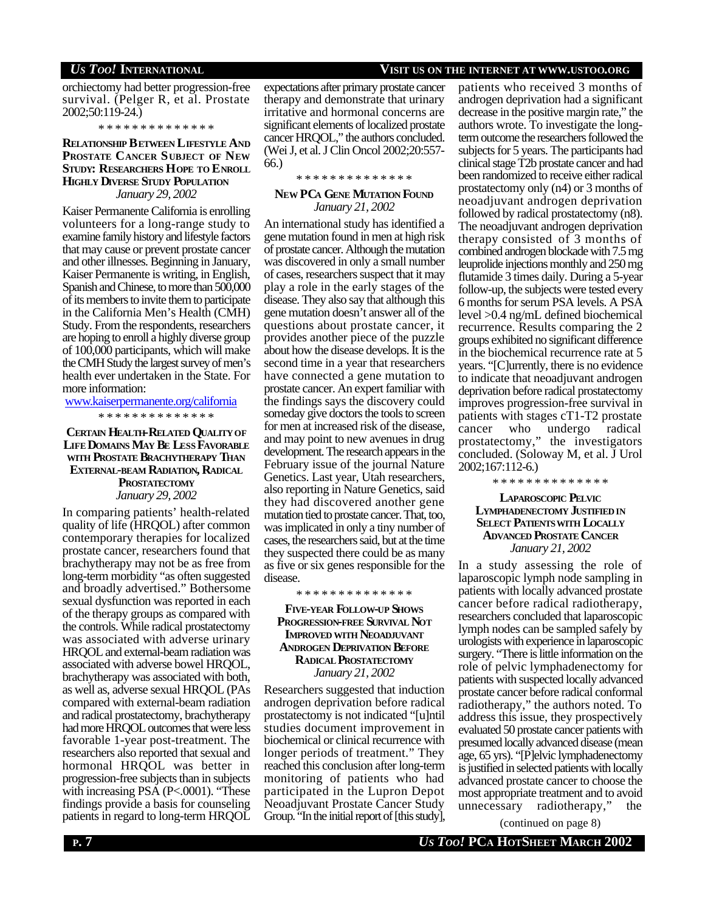orchiectomy had better progression-free survival. (Pelger R, et al. Prostate 2002;50:119-24.)

* * * * * * * * * * * * * *

### Relationship Between Lifestyle And Prostate Cancer Subject of New Study: Researchers Hope to Enroll Highly Diverse Study Population

*January 29, 2002*

Kaiser Permanente California is enrolling volunteers for a long-range study to examine family history and lifestyle factors that may cause or prevent prostate cancer and other illnesses. Beginning in January, Kaiser Permanente is writing, in English, Spanish and Chinese, to more than 500,000 of its members to invite them to participate in the California Men's Health (CMH) Study. From the respondents, researchers are hoping to enroll a highly diverse group of 100,000 participants, which will make the CMH Study the largest survey of men's health ever undertaken in the State. For more information:

www.kaiserpermanente.org/california

* * * * * * * * * * * * * *

### Certain Health-Related Quality of Life Domains May Be Less Favorable with Prostate Brachytherapy Than External-beam Radiation, Radical Prostatectomy

*January 29, 2002*

In comparing patients' health-related quality of life (HRQOL) after common contemporary therapies for localized prostate cancer, researchers found that brachytherapy may not be as free from long-term morbidity "as often suggested and broadly advertised." Bothersome sexual dysfunction was reported in each of the therapy groups as compared with the controls. While radical prostatectomy was associated with adverse urinary HRQOL and external-beam radiation was associated with adverse bowel HRQOL, brachytherapy was associated with both, as well as, adverse sexual HRQOL (PAs compared with external-beam radiation and radical prostatectomy, brachytherapy had more HRQOL outcomes that were less favorable 1-year post-treatment. The researchers also reported that sexual and hormonal HRQOL was better in progression-free subjects than in subjects with increasing PSA (P<.0001). "These findings provide a basis for counseling patients in regard to long-term HRQOL expectations after primary prostate cancer therapy and demonstrate that urinary irritative and hormonal concerns are significant elements of localized prostate cancer HRQOL," the authors concluded. (Wei J, et al. J Clin Oncol 2002;20:557-66.)

* * * * * * * * * * * * * *

### New PCa Gene Mutation Found

*January 21, 2002*

An international study has identified a gene mutation found in men at high risk of prostate cancer. Although the mutation was discovered in only a small number of cases, researchers suspect that it may play a role in the early stages of the disease. They also say that although this gene mutation doesn't answer all of the questions about prostate cancer, it provides another piece of the puzzle about how the disease develops. It is the second time in a year that researchers have connected a gene mutation to prostate cancer. An expert familiar with the findings says the discovery could someday give doctors the tools to screen for men at increased risk of the disease, and may point to new avenues in drug development. The research appears in the February issue of the journal Nature Genetics. Last year, Utah researchers, also reporting in Nature Genetics, said they had discovered another gene mutation tied to prostate cancer. That, too, was implicated in only a tiny number of cases, the researchers said, but at the time they suspected there could be as many as five or six genes responsible for the disease.

* * * * * * * * * * * * * *

### Five-year Follow-up Shows Progression-free Survival Not Improved with Neoadjuvant Androgen Deprivation Before Radical Prostatectomy

*January 21, 2002*

Researchers suggested that induction androgen deprivation before radical prostatectomy is not indicated "[u]ntil studies document improvement in biochemical or clinical recurrence with longer periods of treatment." They reached this conclusion after long-term monitoring of patients who had participated in the Lupron Depot Neoadjuvant Prostate Cancer Study Group. "In the initial report of [this study], patients who received 3 months of androgen deprivation had a significant decrease in the positive margin rate," the authors wrote. To investigate the long-term outcome the researchers followed the subjects for 5 years. The participants had clinical stage T2b prostate cancer and had been randomized to receive either radical prostatectomy only (n4) or 3 months of neoadjuvant androgen deprivation followed by radical prostatectomy (n8). The neoadjuvant androgen deprivation therapy consisted of 3 months of combined androgen blockade with 7.5 mg leuprolide injections monthly and 250 mg flutamide 3 times daily. During a 5-year follow-up, the subjects were tested every 6 months for serum PSA levels. A PSA level >0.4 ng/mL defined biochemical recurrence. Results comparing the 2 groups exhibited no significant difference in the biochemical recurrence rate at 5 years. "[C]urrently, there is no evidence to indicate that neoadjuvant androgen deprivation before radical prostatectomy improves progression-free survival in patients with stages cT1-T2 prostate cancer who undergo radical prostatectomy," the investigators concluded. (Soloway M, et al. J Urol 2002;167:112-6.)

* * * * * * * * * * * * * *

### Laparoscopic Pelvic Lymphadenectomy Justified in Select Patients with Locally Advanced Prostate Cancer

*January 21, 2002*

In a study assessing the role of laparoscopic lymph node sampling in patients with locally advanced prostate cancer before radical radiotherapy, researchers concluded that laparoscopic lymph nodes can be sampled safely by urologists with experience in laparoscopic surgery. "There is little information on the role of pelvic lymphadenectomy for patients with suspected locally advanced prostate cancer before radical conformal radiotherapy," the authors noted. To address this issue, they prospectively evaluated 50 prostate cancer patients with presumed locally advanced disease (mean age, 65 yrs). "[P]elvic lymphadenectomy is justified in selected patients with locally advanced prostate cancer to choose the most appropriate treatment and to avoid unnecessary radiotherapy," the

(continued on page 8)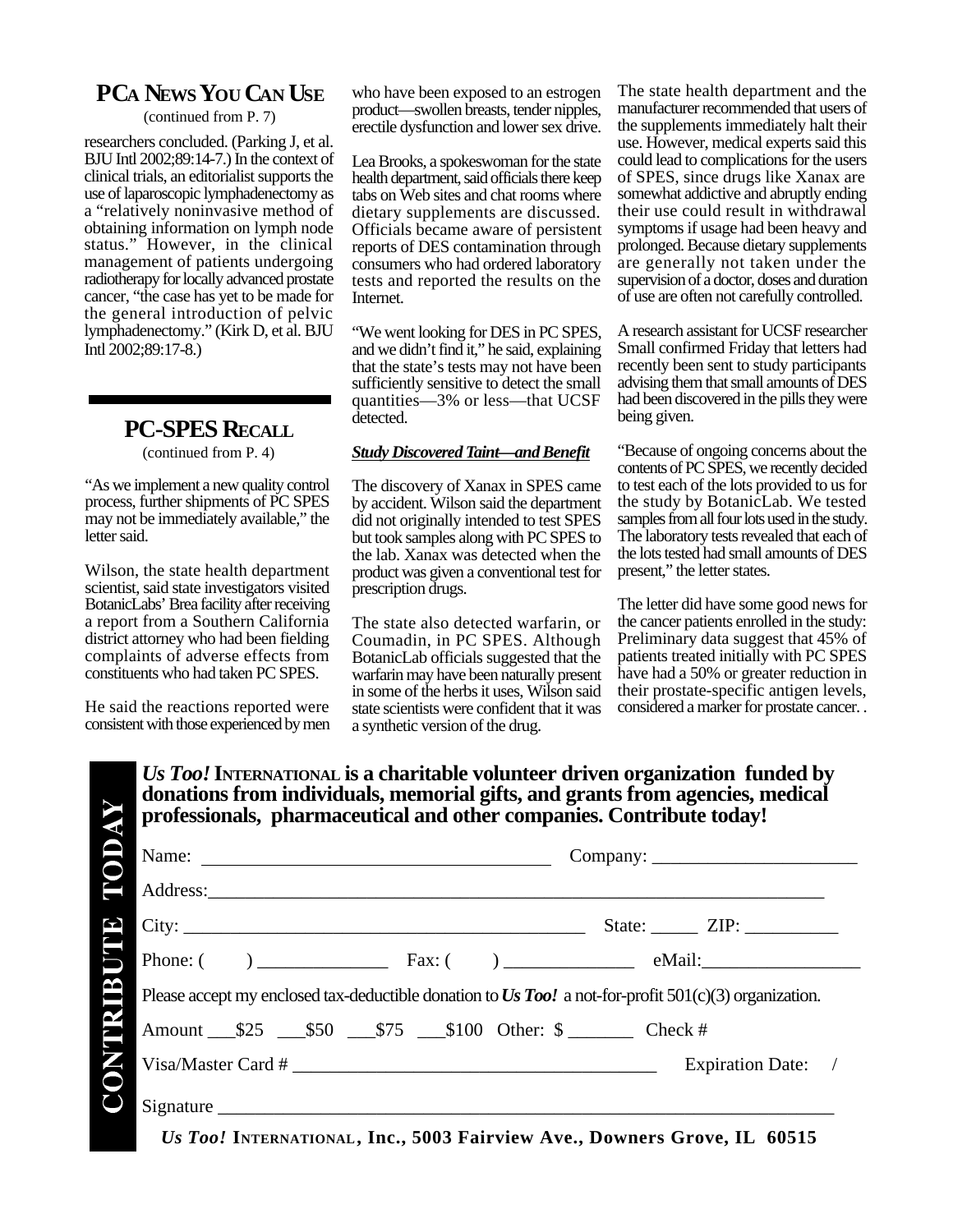## PCA NEWS YOU CAN USE

(continued from P. 7)

researchers concluded. (Parking J, et al. BJU Intl 2002;89:14-7.) In the context of clinical trials, an editorialist supports the use of laparoscopic lymphadenectomy as a "relatively noninvasive method of obtaining information on lymph node status." However, in the clinical management of patients undergoing radiotherapy for locally advanced prostate cancer, "the case has yet to be made for the general introduction of pelvic lymphadenectomy." (Kirk D, et al. BJU Intl 2002;89:17-8.)

## PC-SPES RECALL

(continued from P. 4)

"As we implement a new quality control process, further shipments of PC SPES may not be immediately available," the letter said.

Wilson, the state health department scientist, said state investigators visited BotanicLabs' Brea facility after receiving a report from a Southern California district attorney who had been fielding complaints of adverse effects from constituents who had taken PC SPES.

He said the reactions reported were consistent with those experienced by men who have been exposed to an estrogen product—swollen breasts, tender nipples, erectile dysfunction and lower sex drive.

Lea Brooks, a spokeswoman for the state health department, said officials there keep tabs on Web sites and chat rooms where dietary supplements are discussed. Officials became aware of persistent reports of DES contamination through consumers who had ordered laboratory tests and reported the results on the Internet.

"We went looking for DES in PC SPES, and we didn't find it," he said, explaining that the state's tests may not have been sufficiently sensitive to detect the small quantities—3% or less—that UCSF detected.

***Study Discovered Taint—and Benefit***

The discovery of Xanax in SPES came by accident. Wilson said the department did not originally intended to test SPES but took samples along with PC SPES to the lab. Xanax was detected when the product was given a conventional test for prescription drugs.

The state also detected warfarin, or Coumadin, in PC SPES. Although BotanicLab officials suggested that the warfarin may have been naturally present in some of the herbs it uses, Wilson said state scientists were confident that it was a synthetic version of the drug.

The state health department and the manufacturer recommended that users of the supplements immediately halt their use. However, medical experts said this could lead to complications for the users of SPES, since drugs like Xanax are somewhat addictive and abruptly ending their use could result in withdrawal symptoms if usage had been heavy and prolonged. Because dietary supplements are generally not taken under the supervision of a doctor, doses and duration of use are often not carefully controlled.

A research assistant for UCSF researcher Small confirmed Friday that letters had recently been sent to study participants advising them that small amounts of DES had been discovered in the pills they were being given.

"Because of ongoing concerns about the contents of PC SPES, we recently decided to test each of the lots provided to us for the study by BotanicLab. We tested samples from all four lots used in the study. The laboratory tests revealed that each of the lots tested had small amounts of DES present," the letter states.

The letter did have some good news for the cancer patients enrolled in the study: Preliminary data suggest that 45% of patients treated initially with PC SPES have had a 50% or greater reduction in their prostate-specific antigen levels, considered a marker for prostate cancer. .

## CONTRIBUTE TODAY

***Us Too!* INTERNATIONAL is a charitable volunteer driven organization funded by donations from individuals, memorial gifts, and grants from agencies, medical professionals, pharmaceutical and other companies. Contribute today!**

Name: ______________________________ Company: ______________________

Address:________________________________________________________________

City: __________________________________________ State: _____ ZIP: __________

Phone: ( ) ______________ Fax: ( ) ______________ eMail:_________________

Please accept my enclosed tax-deductible donation to ***Us Too!*** a not-for-profit 501(c)(3) organization.

Amount ___$25 ___$50 ___$75 ___$100 Other: $ _______ Check #

Visa/Master Card # ________________________________________ Expiration Date: /

Signature ____________________________________________________________________

***Us Too!* INTERNATIONAL, Inc., 5003 Fairview Ave., Downers Grove, IL 60515**